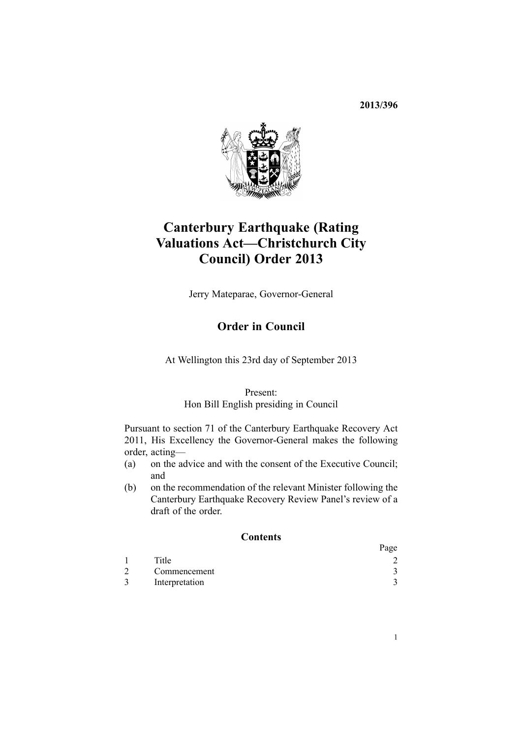**2013/396**

# Canterbury Earthquake (Rating Valuations Act—Christchurch City Council) Order 2013

Jerry Mateparae, Governor-General

## Order in Council

At Wellington this 23rd day of September 2013

Present:
Hon Bill English presiding in Council

Pursuant to section 71 of the Canterbury Earthquake Recovery Act 2011, His Excellency the Governor-General makes the following order, acting—

(a) on the advice and with the consent of the Executive Council; and

(b) on the recommendation of the relevant Minister following the Canterbury Earthquake Recovery Review Panel's review of a draft of the order.

### Contents

| | | Page |
|---|---|---|
| 1 | Title | 2 |
| 2 | Commencement | 3 |
| 3 | Interpretation | 3 |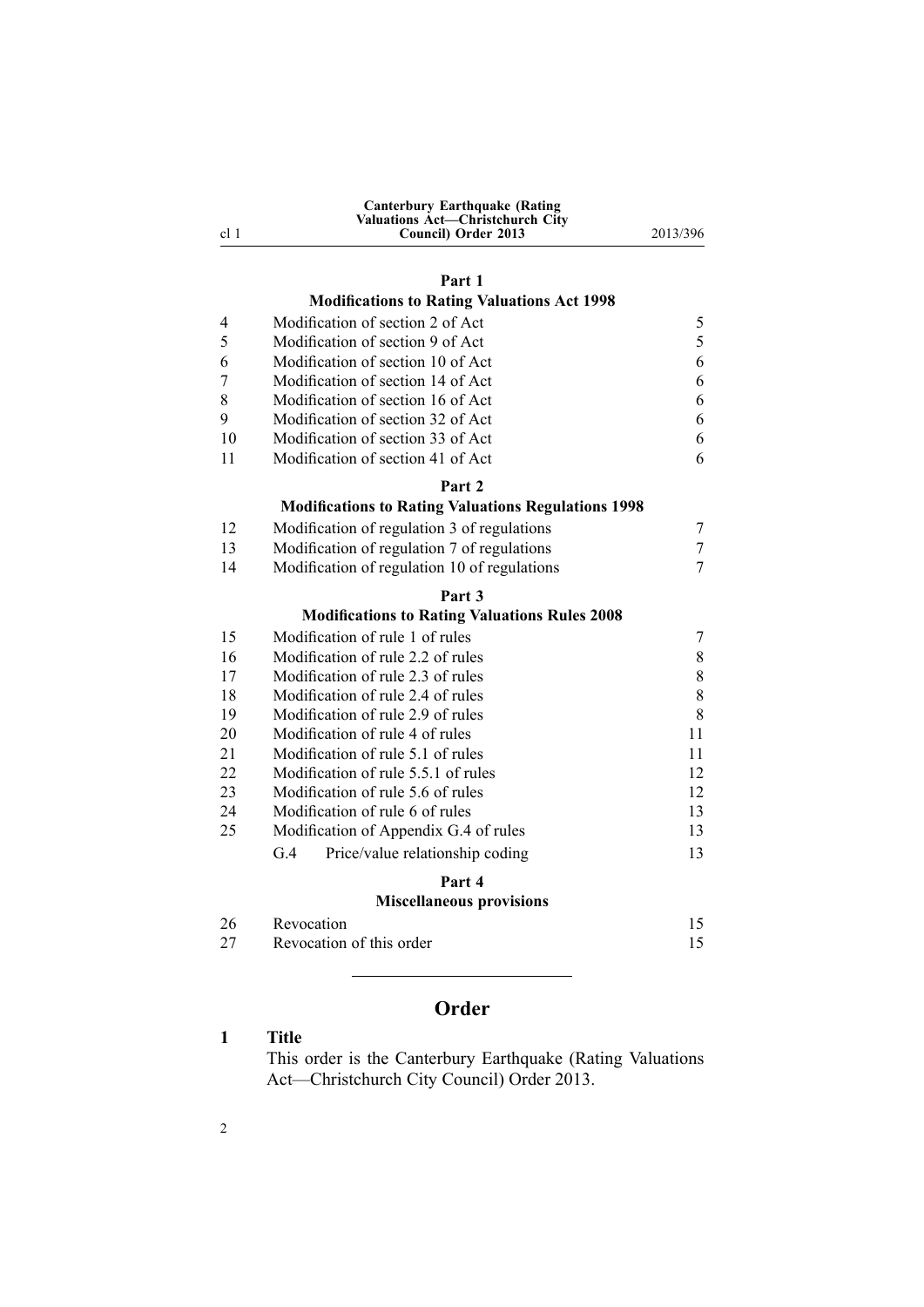### Part 1
### Modifications to Rating Valuations Act 1998

| | | |
|---|---|---|
| 4 | Modification of section 2 of Act | 5 |
| 5 | Modification of section 9 of Act | 5 |
| 6 | Modification of section 10 of Act | 6 |
| 7 | Modification of section 14 of Act | 6 |
| 8 | Modification of section 16 of Act | 6 |
| 9 | Modification of section 32 of Act | 6 |
| 10 | Modification of section 33 of Act | 6 |
| 11 | Modification of section 41 of Act | 6 |

### Part 2
### Modifications to Rating Valuations Regulations 1998

| | | |
|---|---|---|
| 12 | Modification of regulation 3 of regulations | 7 |
| 13 | Modification of regulation 7 of regulations | 7 |
| 14 | Modification of regulation 10 of regulations | 7 |

### Part 3
### Modifications to Rating Valuations Rules 2008

| | | |
|---|---|---|
| 15 | Modification of rule 1 of rules | 7 |
| 16 | Modification of rule 2.2 of rules | 8 |
| 17 | Modification of rule 2.3 of rules | 8 |
| 18 | Modification of rule 2.4 of rules | 8 |
| 19 | Modification of rule 2.9 of rules | 8 |
| 20 | Modification of rule 4 of rules | 11 |
| 21 | Modification of rule 5.1 of rules | 11 |
| 22 | Modification of rule 5.5.1 of rules | 12 |
| 23 | Modification of rule 5.6 of rules | 12 |
| 24 | Modification of rule 6 of rules | 13 |
| 25 | Modification of Appendix G.4 of rules | 13 |
| | G.4 Price/value relationship coding | 13 |

### Part 4
### Miscellaneous provisions

| | | |
|---|---|---|
| 26 | Revocation | 15 |
| 27 | Revocation of this order | 15 |

---

## Order

**1 Title**

This order is the Canterbury Earthquake (Rating Valuations Act—Christchurch City Council) Order 2013.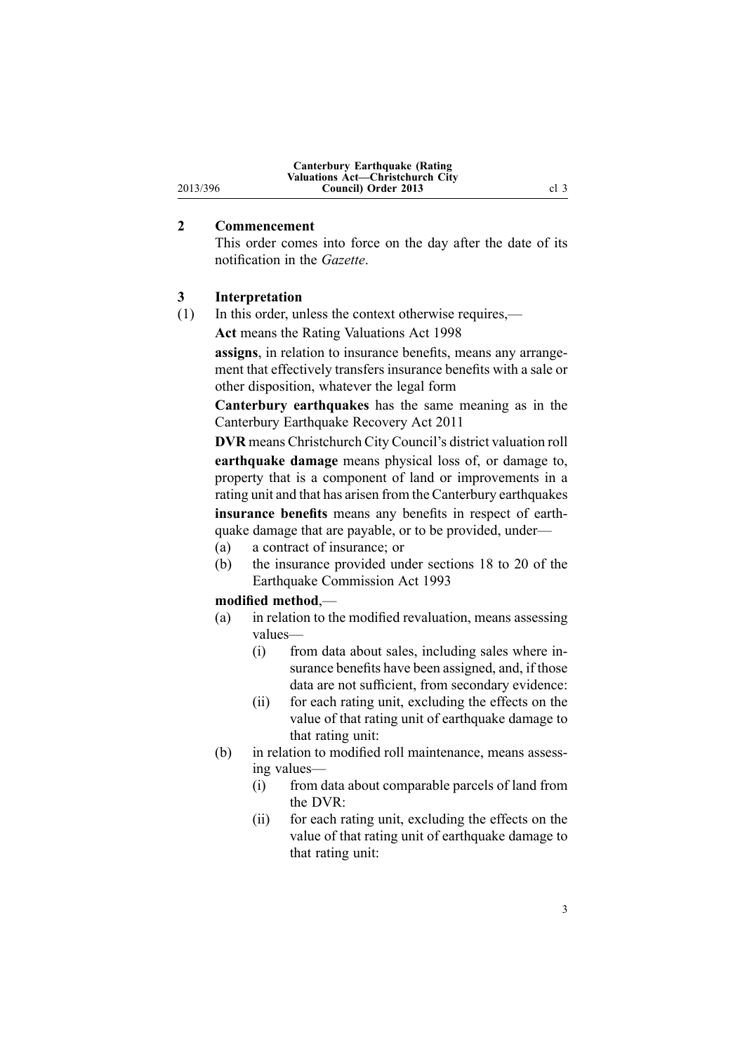## 2 Commencement

This order comes into force on the day after the date of its notification in the *Gazette*.

## 3 Interpretation

(1) In this order, unless the context otherwise requires,—

**Act** means the Rating Valuations Act 1998

**assigns**, in relation to insurance benefits, means any arrangement that effectively transfers insurance benefits with a sale or other disposition, whatever the legal form

**Canterbury earthquakes** has the same meaning as in the Canterbury Earthquake Recovery Act 2011

**DVR** means Christchurch City Council's district valuation roll

**earthquake damage** means physical loss of, or damage to, property that is a component of land or improvements in a rating unit and that has arisen from the Canterbury earthquakes

**insurance benefits** means any benefits in respect of earthquake damage that are payable, or to be provided, under—

- (a) a contract of insurance; or
- (b) the insurance provided under sections 18 to 20 of the Earthquake Commission Act 1993

**modified method**,—

- (a) in relation to the modified revaluation, means assessing values—
  - (i) from data about sales, including sales where insurance benefits have been assigned, and, if those data are not sufficient, from secondary evidence:
  - (ii) for each rating unit, excluding the effects on the value of that rating unit of earthquake damage to that rating unit:
- (b) in relation to modified roll maintenance, means assessing values—
  - (i) from data about comparable parcels of land from the DVR:
  - (ii) for each rating unit, excluding the effects on the value of that rating unit of earthquake damage to that rating unit: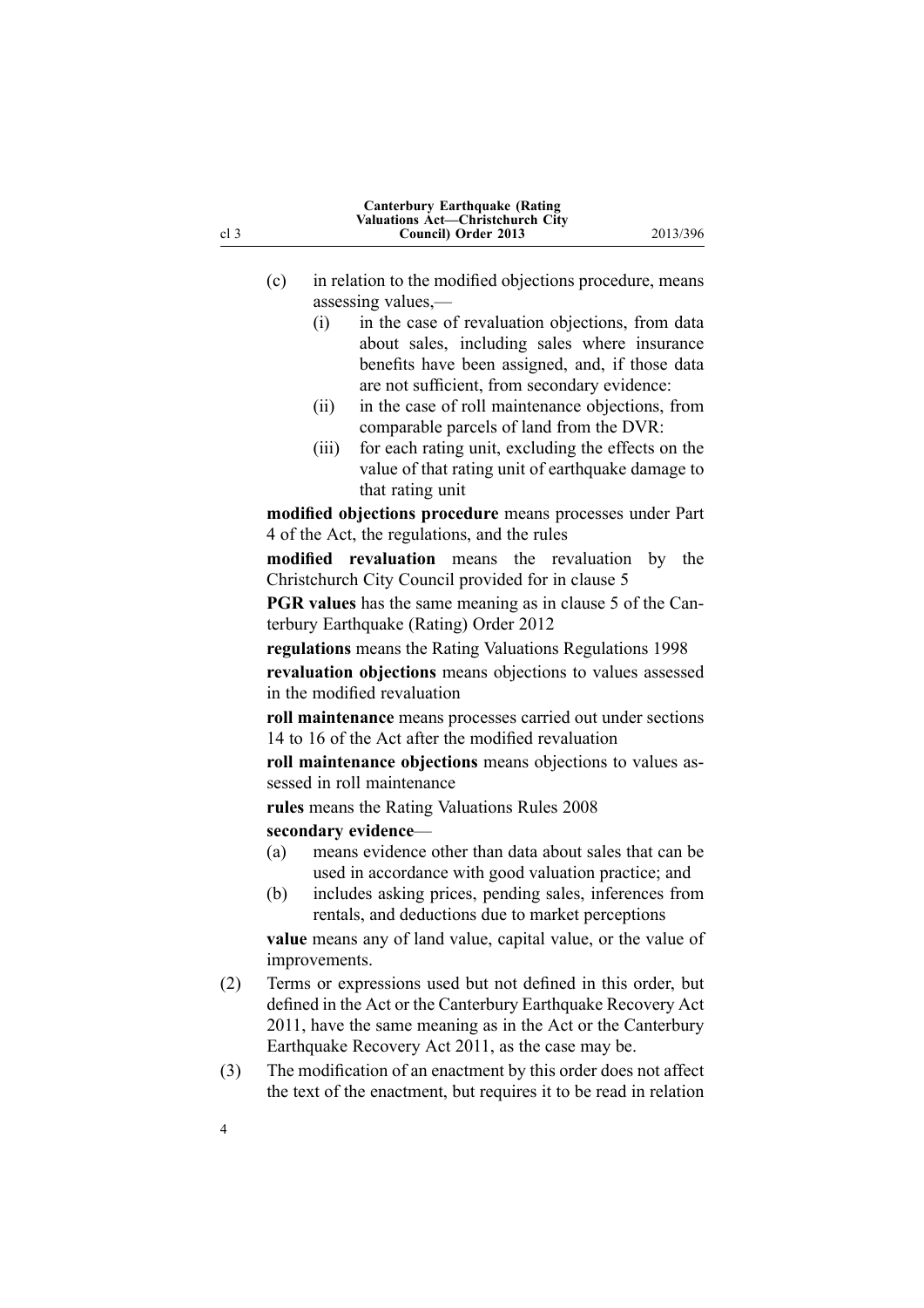(c) in relation to the modified objections procedure, means assessing values,—

  (i) in the case of revaluation objections, from data about sales, including sales where insurance benefits have been assigned, and, if those data are not sufficient, from secondary evidence:

  (ii) in the case of roll maintenance objections, from comparable parcels of land from the DVR:

  (iii) for each rating unit, excluding the effects on the value of that rating unit of earthquake damage to that rating unit

**modified objections procedure** means processes under Part 4 of the Act, the regulations, and the rules

**modified revaluation** means the revaluation by the Christchurch City Council provided for in clause 5

**PGR values** has the same meaning as in clause 5 of the Canterbury Earthquake (Rating) Order 2012

**regulations** means the Rating Valuations Regulations 1998

**revaluation objections** means objections to values assessed in the modified revaluation

**roll maintenance** means processes carried out under sections 14 to 16 of the Act after the modified revaluation

**roll maintenance objections** means objections to values assessed in roll maintenance

**rules** means the Rating Valuations Rules 2008

**secondary evidence**—

(a) means evidence other than data about sales that can be used in accordance with good valuation practice; and

(b) includes asking prices, pending sales, inferences from rentals, and deductions due to market perceptions

**value** means any of land value, capital value, or the value of improvements.

(2) Terms or expressions used but not defined in this order, but defined in the Act or the Canterbury Earthquake Recovery Act 2011, have the same meaning as in the Act or the Canterbury Earthquake Recovery Act 2011, as the case may be.

(3) The modification of an enactment by this order does not affect the text of the enactment, but requires it to be read in relation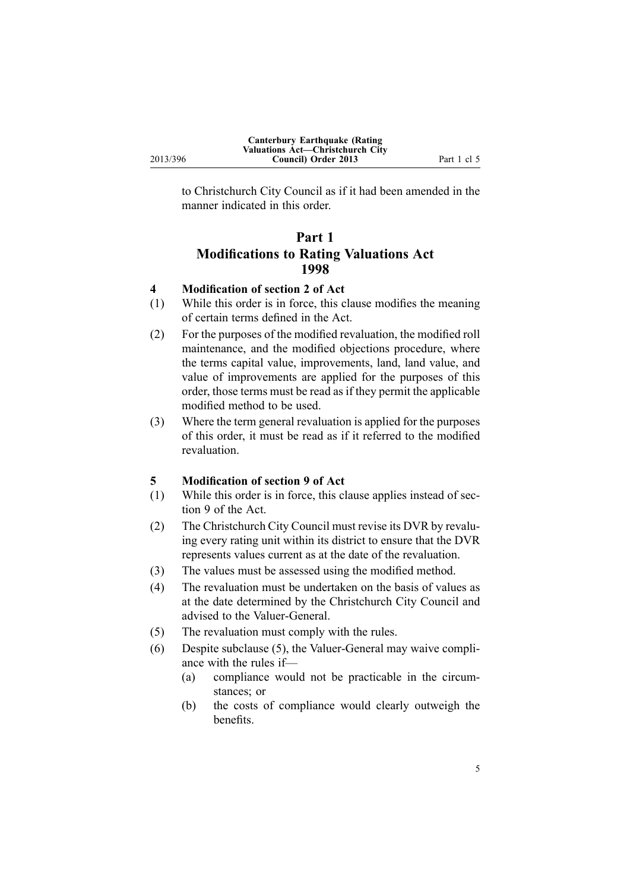to Christchurch City Council as if it had been amended in the manner indicated in this order.

## Part 1
## Modifications to Rating Valuations Act 1998

### 4 Modification of section 2 of Act

(1) While this order is in force, this clause modifies the meaning of certain terms defined in the Act.

(2) For the purposes of the modified revaluation, the modified roll maintenance, and the modified objections procedure, where the terms capital value, improvements, land, land value, and value of improvements are applied for the purposes of this order, those terms must be read as if they permit the applicable modified method to be used.

(3) Where the term general revaluation is applied for the purposes of this order, it must be read as if it referred to the modified revaluation.

### 5 Modification of section 9 of Act

(1) While this order is in force, this clause applies instead of section 9 of the Act.

(2) The Christchurch City Council must revise its DVR by revaluing every rating unit within its district to ensure that the DVR represents values current as at the date of the revaluation.

(3) The values must be assessed using the modified method.

(4) The revaluation must be undertaken on the basis of values as at the date determined by the Christchurch City Council and advised to the Valuer-General.

(5) The revaluation must comply with the rules.

(6) Despite subclause (5), the Valuer-General may waive compliance with the rules if—

  (a) compliance would not be practicable in the circumstances; or

  (b) the costs of compliance would clearly outweigh the benefits.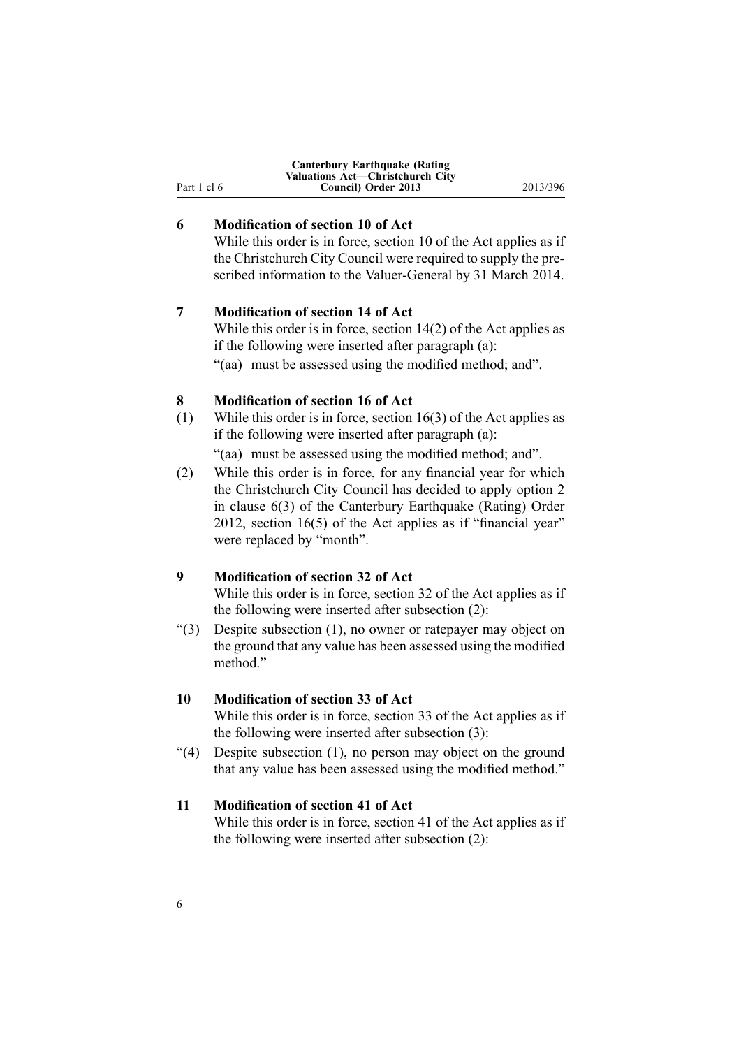### 6 Modification of section 10 of Act

While this order is in force, section 10 of the Act applies as if the Christchurch City Council were required to supply the prescribed information to the Valuer-General by 31 March 2014.

### 7 Modification of section 14 of Act

While this order is in force, section 14(2) of the Act applies as if the following were inserted after paragraph (a):

"(aa) must be assessed using the modified method; and".

### 8 Modification of section 16 of Act

(1) While this order is in force, section 16(3) of the Act applies as if the following were inserted after paragraph (a):

"(aa) must be assessed using the modified method; and".

(2) While this order is in force, for any financial year for which the Christchurch City Council has decided to apply option 2 in clause 6(3) of the Canterbury Earthquake (Rating) Order 2012, section 16(5) of the Act applies as if "financial year" were replaced by "month".

### 9 Modification of section 32 of Act

While this order is in force, section 32 of the Act applies as if the following were inserted after subsection (2):

"(3) Despite subsection (1), no owner or ratepayer may object on the ground that any value has been assessed using the modified method."

### 10 Modification of section 33 of Act

While this order is in force, section 33 of the Act applies as if the following were inserted after subsection (3):

"(4) Despite subsection (1), no person may object on the ground that any value has been assessed using the modified method."

### 11 Modification of section 41 of Act

While this order is in force, section 41 of the Act applies as if the following were inserted after subsection (2):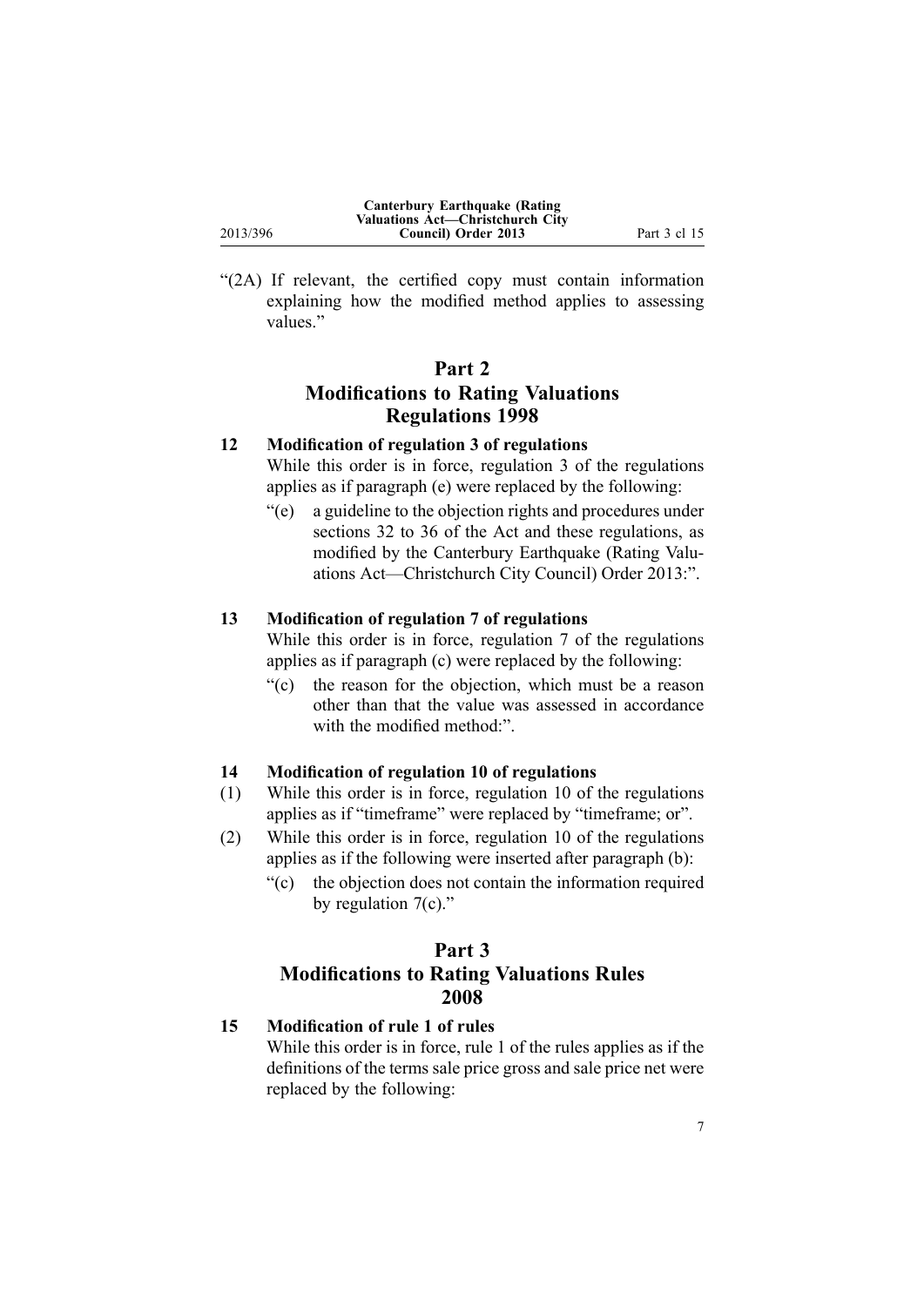"(2A) If relevant, the certified copy must contain information explaining how the modified method applies to assessing values."

## Part 2
## Modifications to Rating Valuations Regulations 1998

### 12 Modification of regulation 3 of regulations

While this order is in force, regulation 3 of the regulations applies as if paragraph (e) were replaced by the following:

"(e) a guideline to the objection rights and procedures under sections 32 to 36 of the Act and these regulations, as modified by the Canterbury Earthquake (Rating Valuations Act—Christchurch City Council) Order 2013:".

### 13 Modification of regulation 7 of regulations

While this order is in force, regulation 7 of the regulations applies as if paragraph (c) were replaced by the following:

"(c) the reason for the objection, which must be a reason other than that the value was assessed in accordance with the modified method:".

### 14 Modification of regulation 10 of regulations

(1) While this order is in force, regulation 10 of the regulations applies as if "timeframe" were replaced by "timeframe; or".

(2) While this order is in force, regulation 10 of the regulations applies as if the following were inserted after paragraph (b):

"(c) the objection does not contain the information required by regulation 7(c)."

## Part 3
## Modifications to Rating Valuations Rules 2008

### 15 Modification of rule 1 of rules

While this order is in force, rule 1 of the rules applies as if the definitions of the terms sale price gross and sale price net were replaced by the following: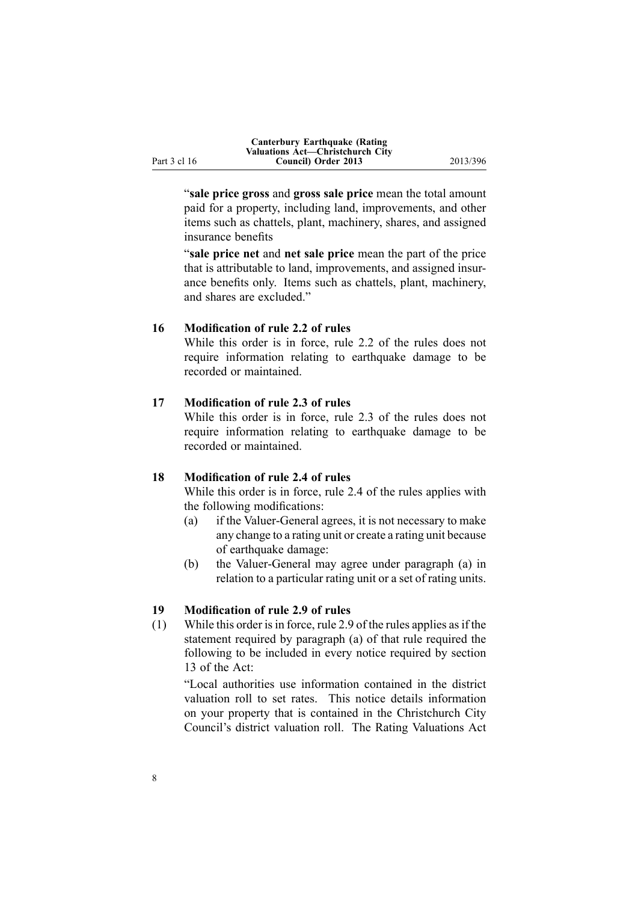"**sale price gross** and **gross sale price** mean the total amount paid for a property, including land, improvements, and other items such as chattels, plant, machinery, shares, and assigned insurance benefits

"**sale price net** and **net sale price** mean the part of the price that is attributable to land, improvements, and assigned insurance benefits only. Items such as chattels, plant, machinery, and shares are excluded."

### 16 Modification of rule 2.2 of rules

While this order is in force, rule 2.2 of the rules does not require information relating to earthquake damage to be recorded or maintained.

### 17 Modification of rule 2.3 of rules

While this order is in force, rule 2.3 of the rules does not require information relating to earthquake damage to be recorded or maintained.

### 18 Modification of rule 2.4 of rules

While this order is in force, rule 2.4 of the rules applies with the following modifications:

(a) if the Valuer-General agrees, it is not necessary to make any change to a rating unit or create a rating unit because of earthquake damage:

(b) the Valuer-General may agree under paragraph (a) in relation to a particular rating unit or a set of rating units.

### 19 Modification of rule 2.9 of rules

(1) While this order is in force, rule 2.9 of the rules applies as if the statement required by paragraph (a) of that rule required the following to be included in every notice required by section 13 of the Act:

"Local authorities use information contained in the district valuation roll to set rates. This notice details information on your property that is contained in the Christchurch City Council's district valuation roll. The Rating Valuations Act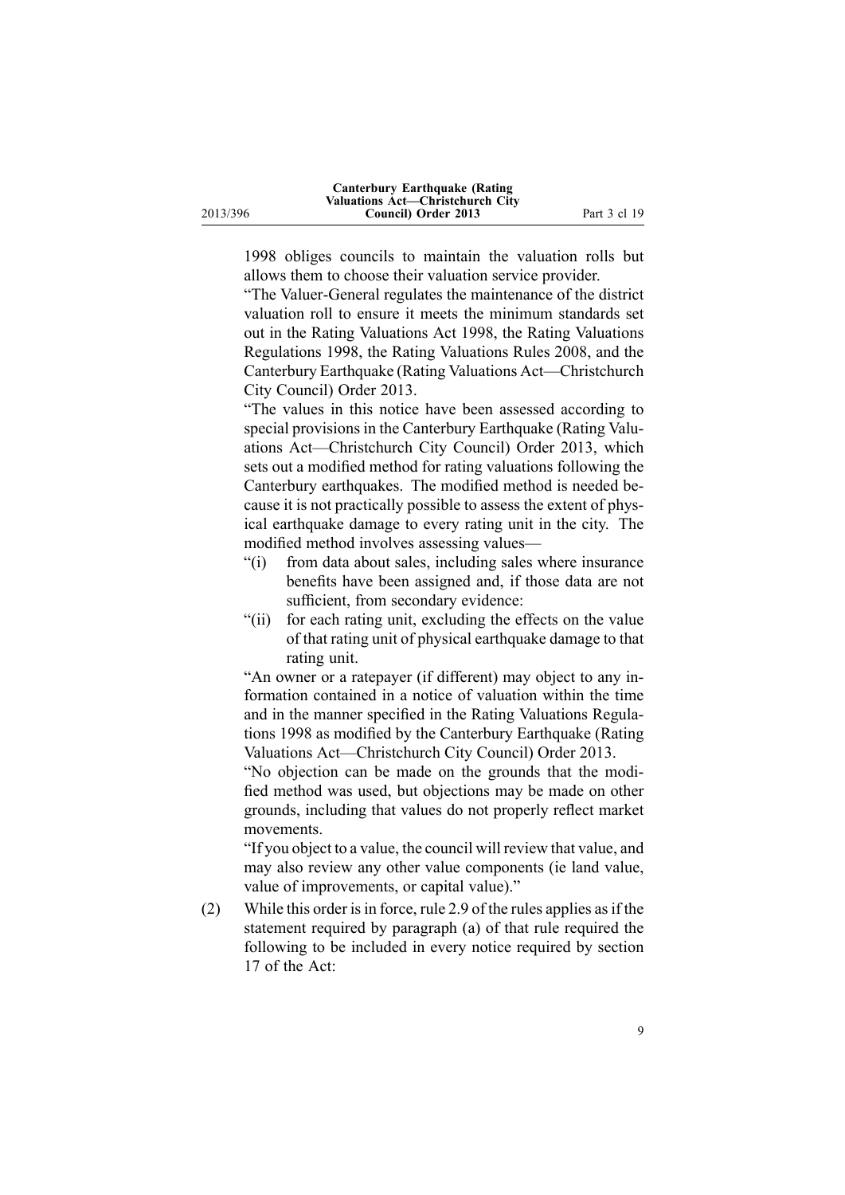1998 obliges councils to maintain the valuation rolls but allows them to choose their valuation service provider.

"The Valuer-General regulates the maintenance of the district valuation roll to ensure it meets the minimum standards set out in the Rating Valuations Act 1998, the Rating Valuations Regulations 1998, the Rating Valuations Rules 2008, and the Canterbury Earthquake (Rating Valuations Act—Christchurch City Council) Order 2013.

"The values in this notice have been assessed according to special provisions in the Canterbury Earthquake (Rating Valuations Act—Christchurch City Council) Order 2013, which sets out a modified method for rating valuations following the Canterbury earthquakes. The modified method is needed because it is not practically possible to assess the extent of physical earthquake damage to every rating unit in the city. The modified method involves assessing values—

"(i) from data about sales, including sales where insurance benefits have been assigned and, if those data are not sufficient, from secondary evidence:

"(ii) for each rating unit, excluding the effects on the value of that rating unit of physical earthquake damage to that rating unit.

"An owner or a ratepayer (if different) may object to any information contained in a notice of valuation within the time and in the manner specified in the Rating Valuations Regulations 1998 as modified by the Canterbury Earthquake (Rating Valuations Act—Christchurch City Council) Order 2013.

"No objection can be made on the grounds that the modified method was used, but objections may be made on other grounds, including that values do not properly reflect market movements.

"If you object to a value, the council will review that value, and may also review any other value components (ie land value, value of improvements, or capital value)."

(2) While this order is in force, rule 2.9 of the rules applies as if the statement required by paragraph (a) of that rule required the following to be included in every notice required by section 17 of the Act: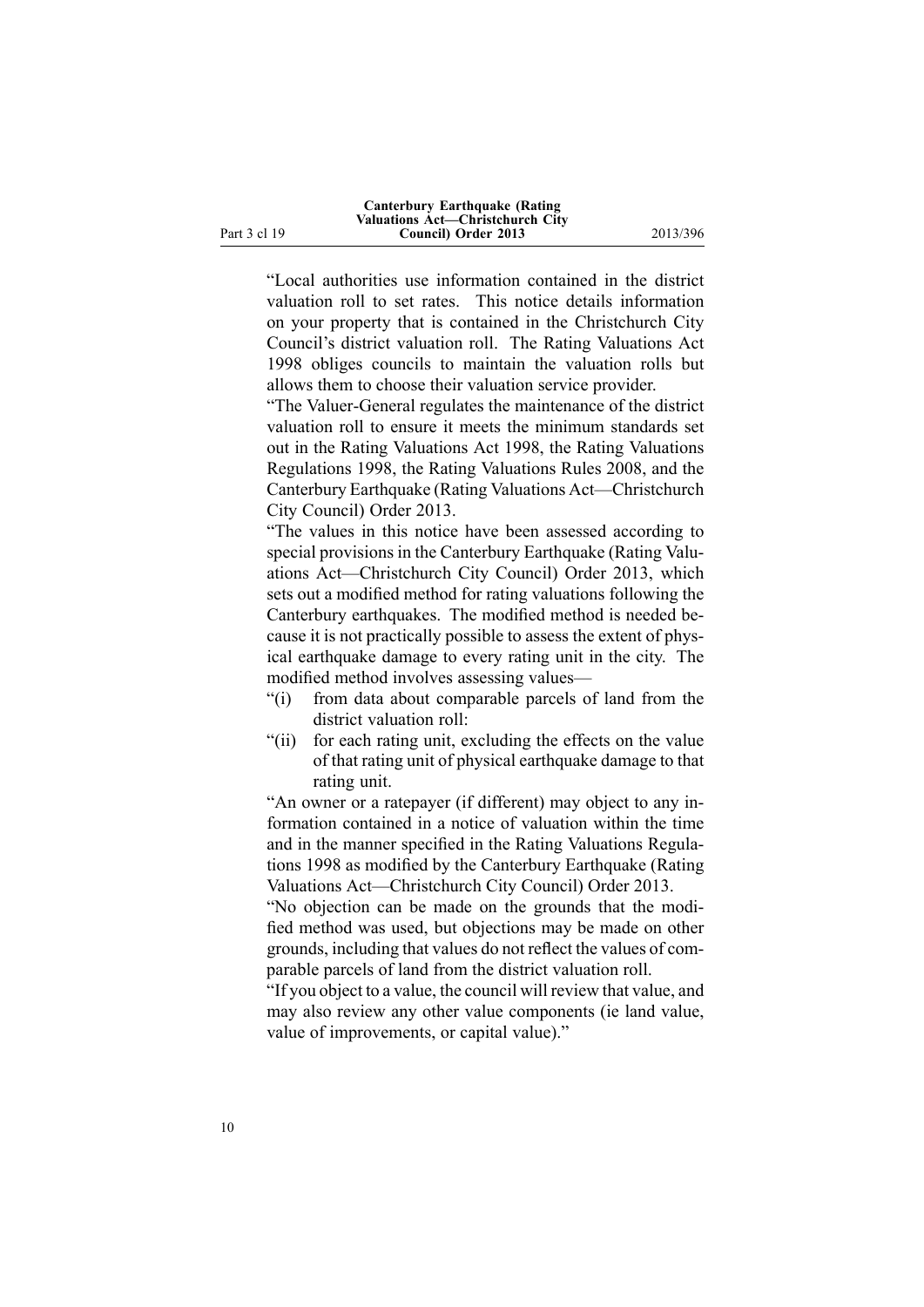"Local authorities use information contained in the district valuation roll to set rates. This notice details information on your property that is contained in the Christchurch City Council's district valuation roll. The Rating Valuations Act 1998 obliges councils to maintain the valuation rolls but allows them to choose their valuation service provider.

"The Valuer-General regulates the maintenance of the district valuation roll to ensure it meets the minimum standards set out in the Rating Valuations Act 1998, the Rating Valuations Regulations 1998, the Rating Valuations Rules 2008, and the Canterbury Earthquake (Rating Valuations Act—Christchurch City Council) Order 2013.

"The values in this notice have been assessed according to special provisions in the Canterbury Earthquake (Rating Valuations Act—Christchurch City Council) Order 2013, which sets out a modified method for rating valuations following the Canterbury earthquakes. The modified method is needed because it is not practically possible to assess the extent of physical earthquake damage to every rating unit in the city. The modified method involves assessing values—

"(i) from data about comparable parcels of land from the district valuation roll:

"(ii) for each rating unit, excluding the effects on the value of that rating unit of physical earthquake damage to that rating unit.

"An owner or a ratepayer (if different) may object to any information contained in a notice of valuation within the time and in the manner specified in the Rating Valuations Regulations 1998 as modified by the Canterbury Earthquake (Rating Valuations Act—Christchurch City Council) Order 2013.

"No objection can be made on the grounds that the modified method was used, but objections may be made on other grounds, including that values do not reflect the values of comparable parcels of land from the district valuation roll.

"If you object to a value, the council will review that value, and may also review any other value components (ie land value, value of improvements, or capital value)."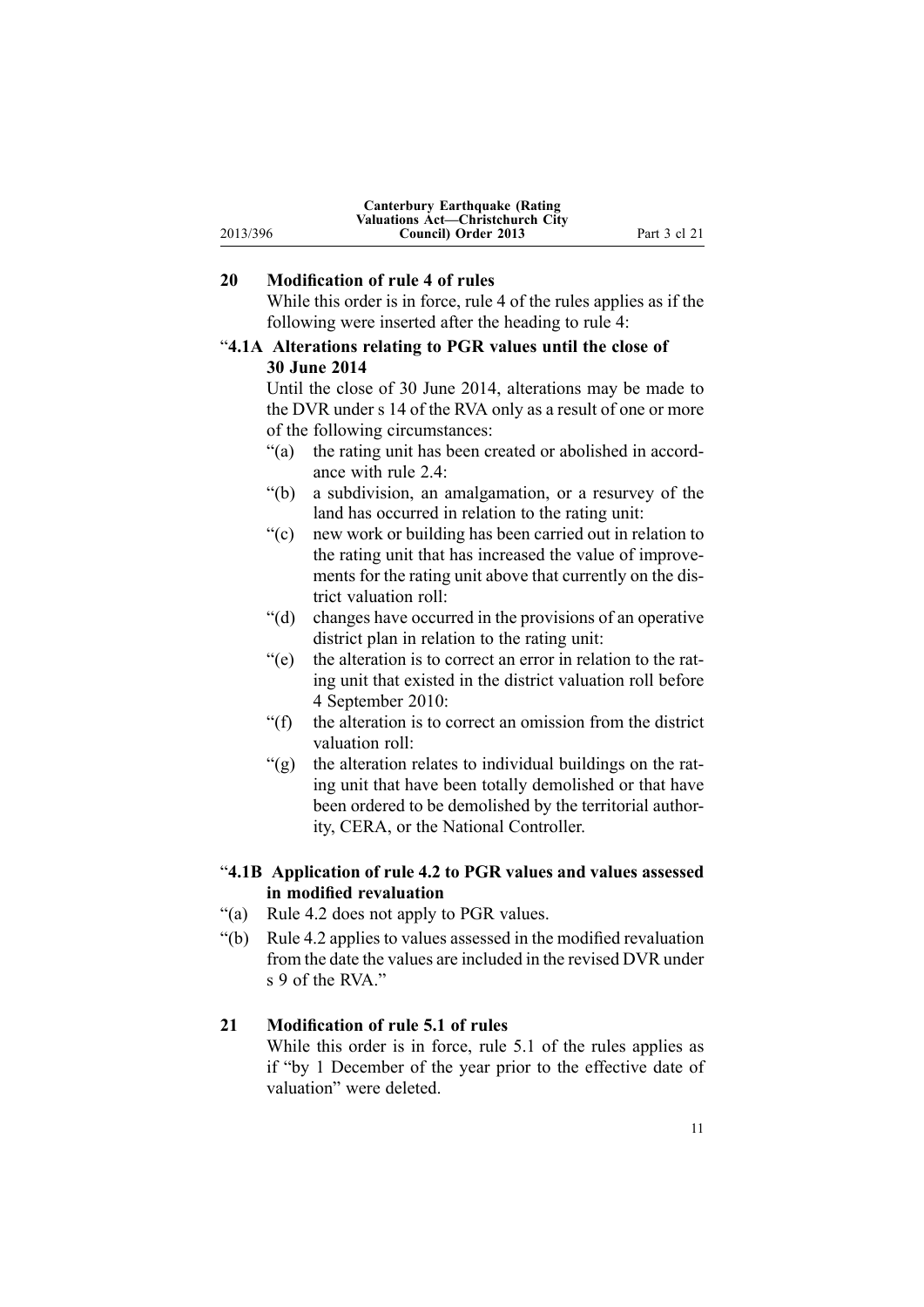## 20 Modification of rule 4 of rules

While this order is in force, rule 4 of the rules applies as if the following were inserted after the heading to rule 4:

### "4.1A Alterations relating to PGR values until the close of 30 June 2014

Until the close of 30 June 2014, alterations may be made to the DVR under s 14 of the RVA only as a result of one or more of the following circumstances:

"(a) the rating unit has been created or abolished in accordance with rule 2.4:

"(b) a subdivision, an amalgamation, or a resurvey of the land has occurred in relation to the rating unit:

"(c) new work or building has been carried out in relation to the rating unit that has increased the value of improvements for the rating unit above that currently on the district valuation roll:

"(d) changes have occurred in the provisions of an operative district plan in relation to the rating unit:

"(e) the alteration is to correct an error in relation to the rating unit that existed in the district valuation roll before 4 September 2010:

"(f) the alteration is to correct an omission from the district valuation roll:

"(g) the alteration relates to individual buildings on the rating unit that have been totally demolished or that have been ordered to be demolished by the territorial authority, CERA, or the National Controller.

### "4.1B Application of rule 4.2 to PGR values and values assessed in modified revaluation

"(a) Rule 4.2 does not apply to PGR values.

"(b) Rule 4.2 applies to values assessed in the modified revaluation from the date the values are included in the revised DVR under s 9 of the RVA."

## 21 Modification of rule 5.1 of rules

While this order is in force, rule 5.1 of the rules applies as if "by 1 December of the year prior to the effective date of valuation" were deleted.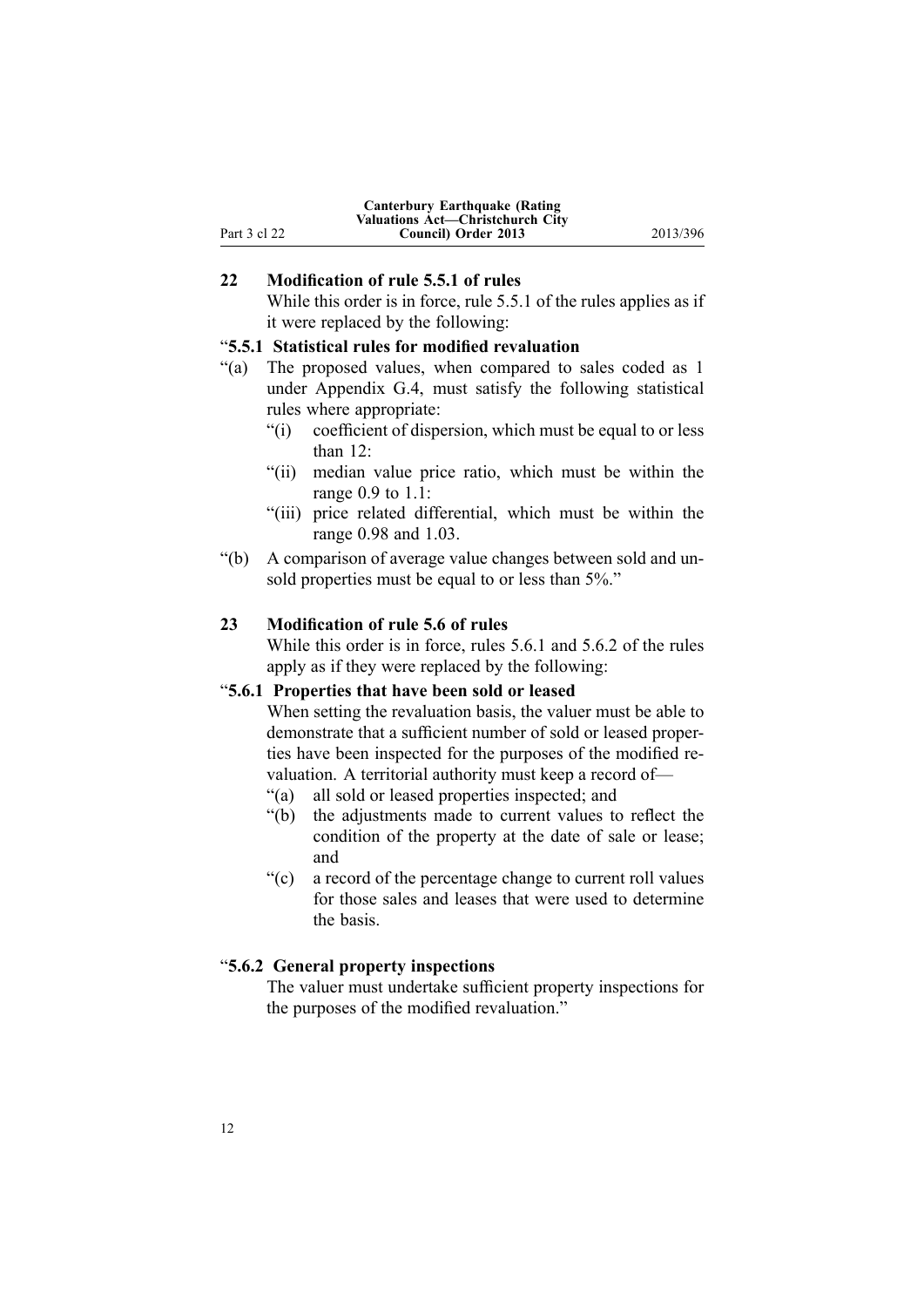## 22 Modification of rule 5.5.1 of rules

While this order is in force, rule 5.5.1 of the rules applies as if it were replaced by the following:

### "5.5.1 Statistical rules for modified revaluation

"(a) The proposed values, when compared to sales coded as 1 under Appendix G.4, must satisfy the following statistical rules where appropriate:

- "(i) coefficient of dispersion, which must be equal to or less than 12:
- "(ii) median value price ratio, which must be within the range 0.9 to 1.1:
- "(iii) price related differential, which must be within the range 0.98 and 1.03.

"(b) A comparison of average value changes between sold and unsold properties must be equal to or less than 5%."

## 23 Modification of rule 5.6 of rules

While this order is in force, rules 5.6.1 and 5.6.2 of the rules apply as if they were replaced by the following:

### "5.6.1 Properties that have been sold or leased

When setting the revaluation basis, the valuer must be able to demonstrate that a sufficient number of sold or leased properties have been inspected for the purposes of the modified revaluation. A territorial authority must keep a record of—

- "(a) all sold or leased properties inspected; and
- "(b) the adjustments made to current values to reflect the condition of the property at the date of sale or lease; and
- "(c) a record of the percentage change to current roll values for those sales and leases that were used to determine the basis.

### "5.6.2 General property inspections

The valuer must undertake sufficient property inspections for the purposes of the modified revaluation."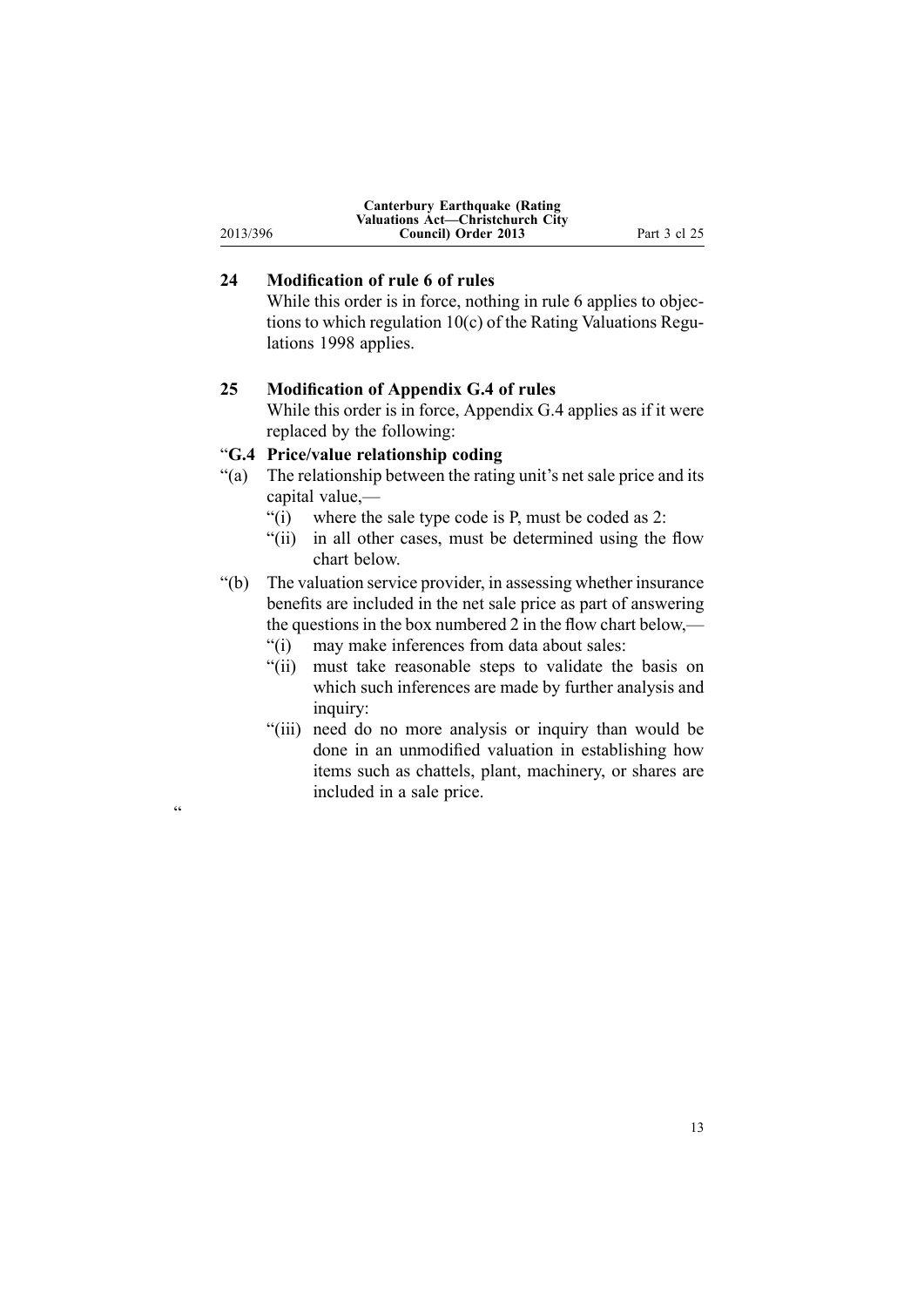## 24 Modification of rule 6 of rules

While this order is in force, nothing in rule 6 applies to objections to which regulation 10(c) of the Rating Valuations Regulations 1998 applies.

## 25 Modification of Appendix G.4 of rules

While this order is in force, Appendix G.4 applies as if it were replaced by the following:

"**G.4 Price/value relationship coding**

"(a) The relationship between the rating unit's net sale price and its capital value,—

"(i) where the sale type code is P, must be coded as 2:

"(ii) in all other cases, must be determined using the flow chart below.

"(b) The valuation service provider, in assessing whether insurance benefits are included in the net sale price as part of answering the questions in the box numbered 2 in the flow chart below,—

"(i) may make inferences from data about sales:

"(ii) must take reasonable steps to validate the basis on which such inferences are made by further analysis and inquiry:

"(iii) need do no more analysis or inquiry than would be done in an unmodified valuation in establishing how items such as chattels, plant, machinery, or shares are included in a sale price.

"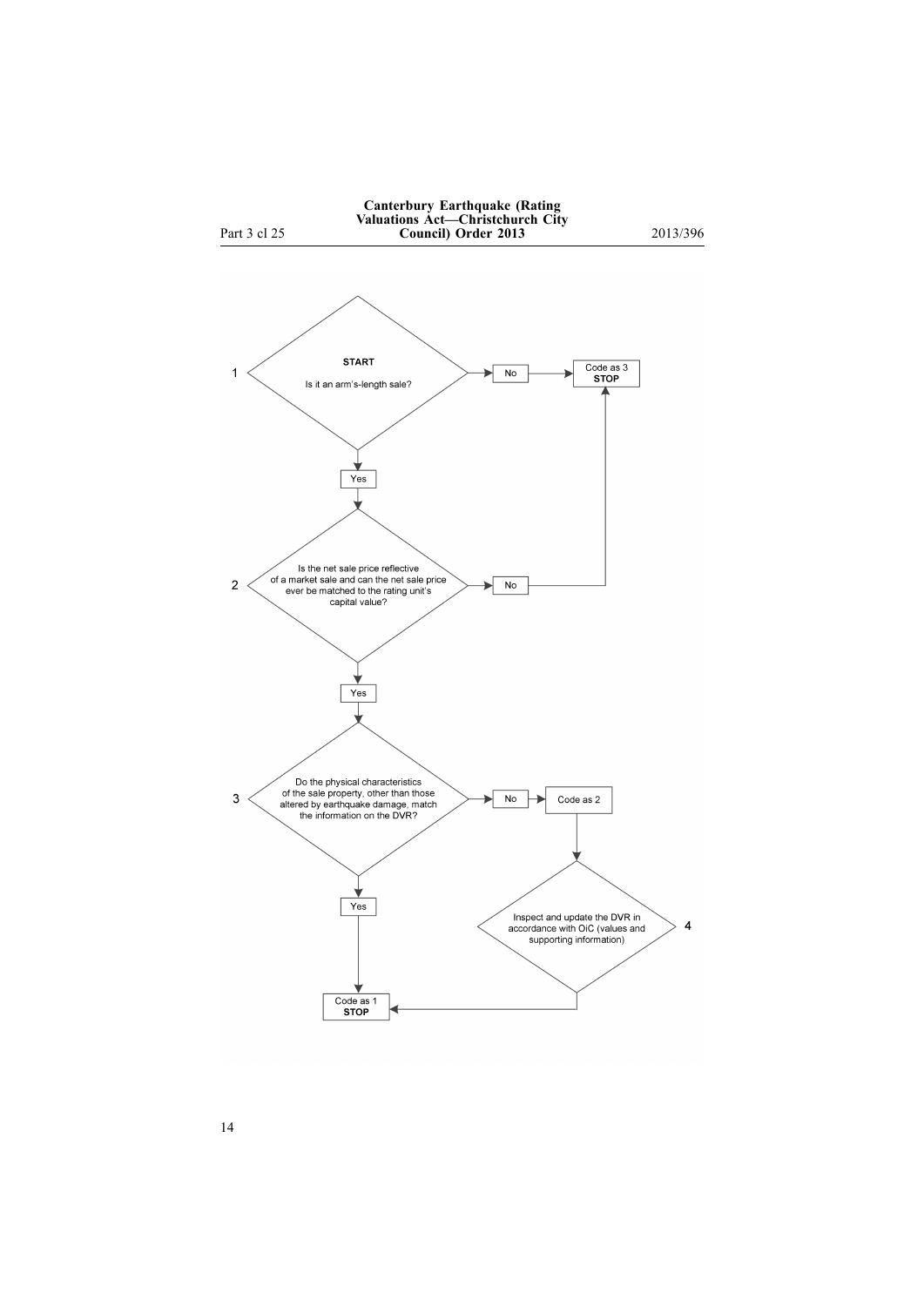1. **START** — Is it an arm's-length sale?
   - No → Code as 3 **STOP**
   - Yes → go to 2

2. Is the net sale price reflective of a market sale and can the net sale price ever be matched to the rating unit's capital value?
   - No → Code as 3 **STOP**
   - Yes → go to 3

3. Do the physical characteristics of the sale property, other than those altered by earthquake damage, match the information on the DVR?
   - No → Code as 2 → go to 4
   - Yes → Code as 1 **STOP**

4. Inspect and update the DVR in accordance with OiC (values and supporting information) → Code as 1 **STOP**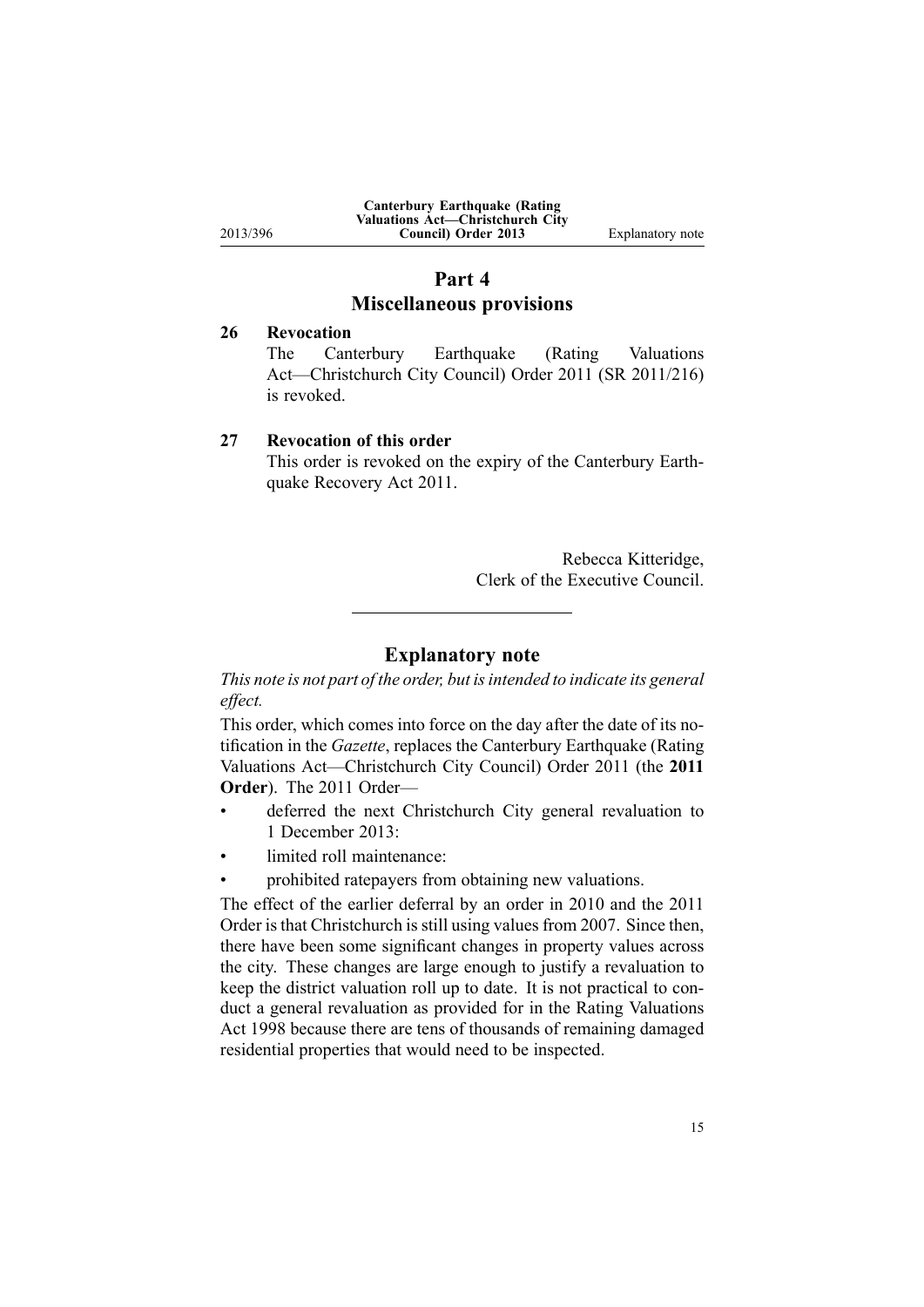## Part 4
## Miscellaneous provisions

**26 Revocation**

The Canterbury Earthquake (Rating Valuations Act—Christchurch City Council) Order 2011 (SR 2011/216) is revoked.

**27 Revocation of this order**

This order is revoked on the expiry of the Canterbury Earthquake Recovery Act 2011.

Rebecca Kitteridge,
Clerk of the Executive Council.

---

## Explanatory note

*This note is not part of the order, but is intended to indicate its general effect.*

This order, which comes into force on the day after the date of its notification in the *Gazette*, replaces the Canterbury Earthquake (Rating Valuations Act—Christchurch City Council) Order 2011 (the **2011 Order**). The 2011 Order—

- deferred the next Christchurch City general revaluation to 1 December 2013:
- limited roll maintenance:
- prohibited ratepayers from obtaining new valuations.

The effect of the earlier deferral by an order in 2010 and the 2011 Order is that Christchurch is still using values from 2007. Since then, there have been some significant changes in property values across the city. These changes are large enough to justify a revaluation to keep the district valuation roll up to date. It is not practical to conduct a general revaluation as provided for in the Rating Valuations Act 1998 because there are tens of thousands of remaining damaged residential properties that would need to be inspected.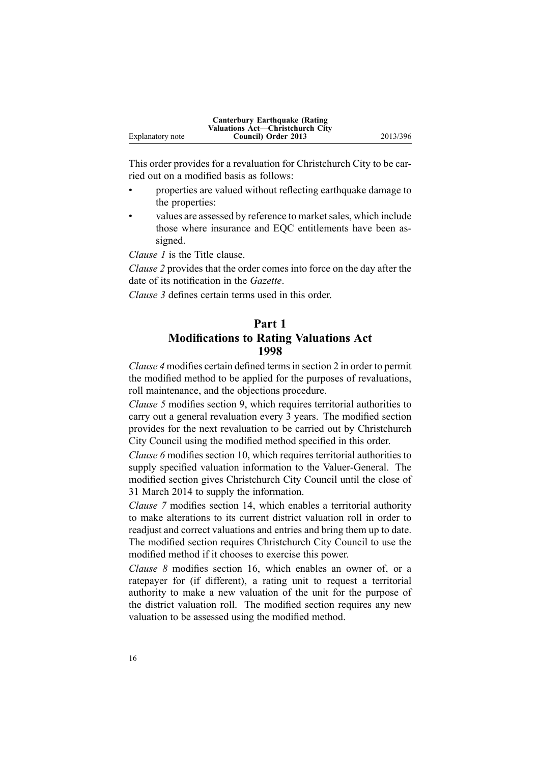This order provides for a revaluation for Christchurch City to be carried out on a modified basis as follows:

- properties are valued without reflecting earthquake damage to the properties:
- values are assessed by reference to market sales, which include those where insurance and EQC entitlements have been assigned.

*Clause 1* is the Title clause.

*Clause 2* provides that the order comes into force on the day after the date of its notification in the *Gazette*.

*Clause 3* defines certain terms used in this order.

## Part 1
## Modifications to Rating Valuations Act 1998

*Clause 4* modifies certain defined terms in section 2 in order to permit the modified method to be applied for the purposes of revaluations, roll maintenance, and the objections procedure.

*Clause 5* modifies section 9, which requires territorial authorities to carry out a general revaluation every 3 years. The modified section provides for the next revaluation to be carried out by Christchurch City Council using the modified method specified in this order.

*Clause 6* modifies section 10, which requires territorial authorities to supply specified valuation information to the Valuer-General. The modified section gives Christchurch City Council until the close of 31 March 2014 to supply the information.

*Clause 7* modifies section 14, which enables a territorial authority to make alterations to its current district valuation roll in order to readjust and correct valuations and entries and bring them up to date. The modified section requires Christchurch City Council to use the modified method if it chooses to exercise this power.

*Clause 8* modifies section 16, which enables an owner of, or a ratepayer for (if different), a rating unit to request a territorial authority to make a new valuation of the unit for the purpose of the district valuation roll. The modified section requires any new valuation to be assessed using the modified method.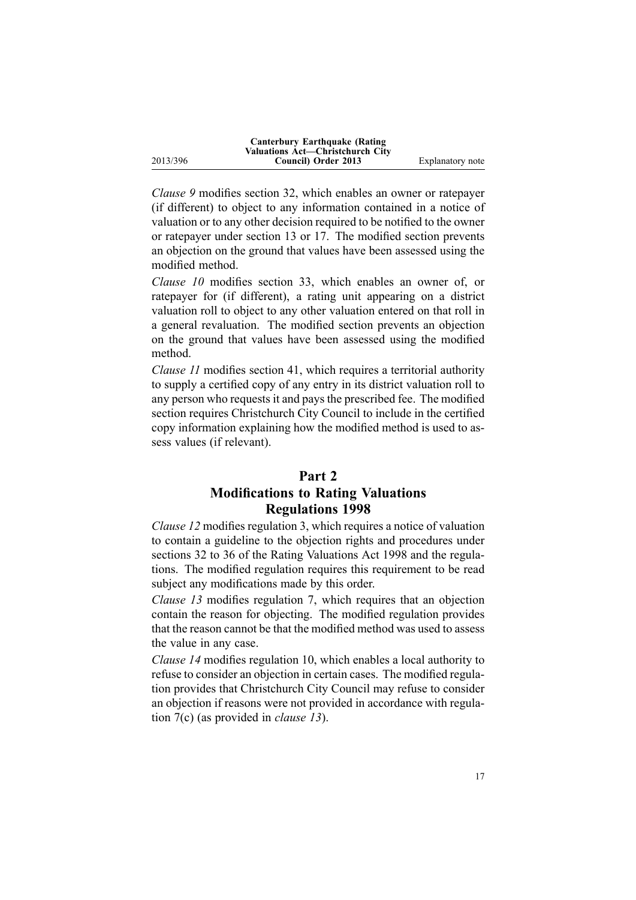*Clause 9* modifies section 32, which enables an owner or ratepayer (if different) to object to any information contained in a notice of valuation or to any other decision required to be notified to the owner or ratepayer under section 13 or 17. The modified section prevents an objection on the ground that values have been assessed using the modified method.

*Clause 10* modifies section 33, which enables an owner of, or ratepayer for (if different), a rating unit appearing on a district valuation roll to object to any other valuation entered on that roll in a general revaluation. The modified section prevents an objection on the ground that values have been assessed using the modified method.

*Clause 11* modifies section 41, which requires a territorial authority to supply a certified copy of any entry in its district valuation roll to any person who requests it and pays the prescribed fee. The modified section requires Christchurch City Council to include in the certified copy information explaining how the modified method is used to assess values (if relevant).

## Part 2
## Modifications to Rating Valuations Regulations 1998

*Clause 12* modifies regulation 3, which requires a notice of valuation to contain a guideline to the objection rights and procedures under sections 32 to 36 of the Rating Valuations Act 1998 and the regulations. The modified regulation requires this requirement to be read subject any modifications made by this order.

*Clause 13* modifies regulation 7, which requires that an objection contain the reason for objecting. The modified regulation provides that the reason cannot be that the modified method was used to assess the value in any case.

*Clause 14* modifies regulation 10, which enables a local authority to refuse to consider an objection in certain cases. The modified regulation provides that Christchurch City Council may refuse to consider an objection if reasons were not provided in accordance with regulation 7(c) (as provided in *clause 13*).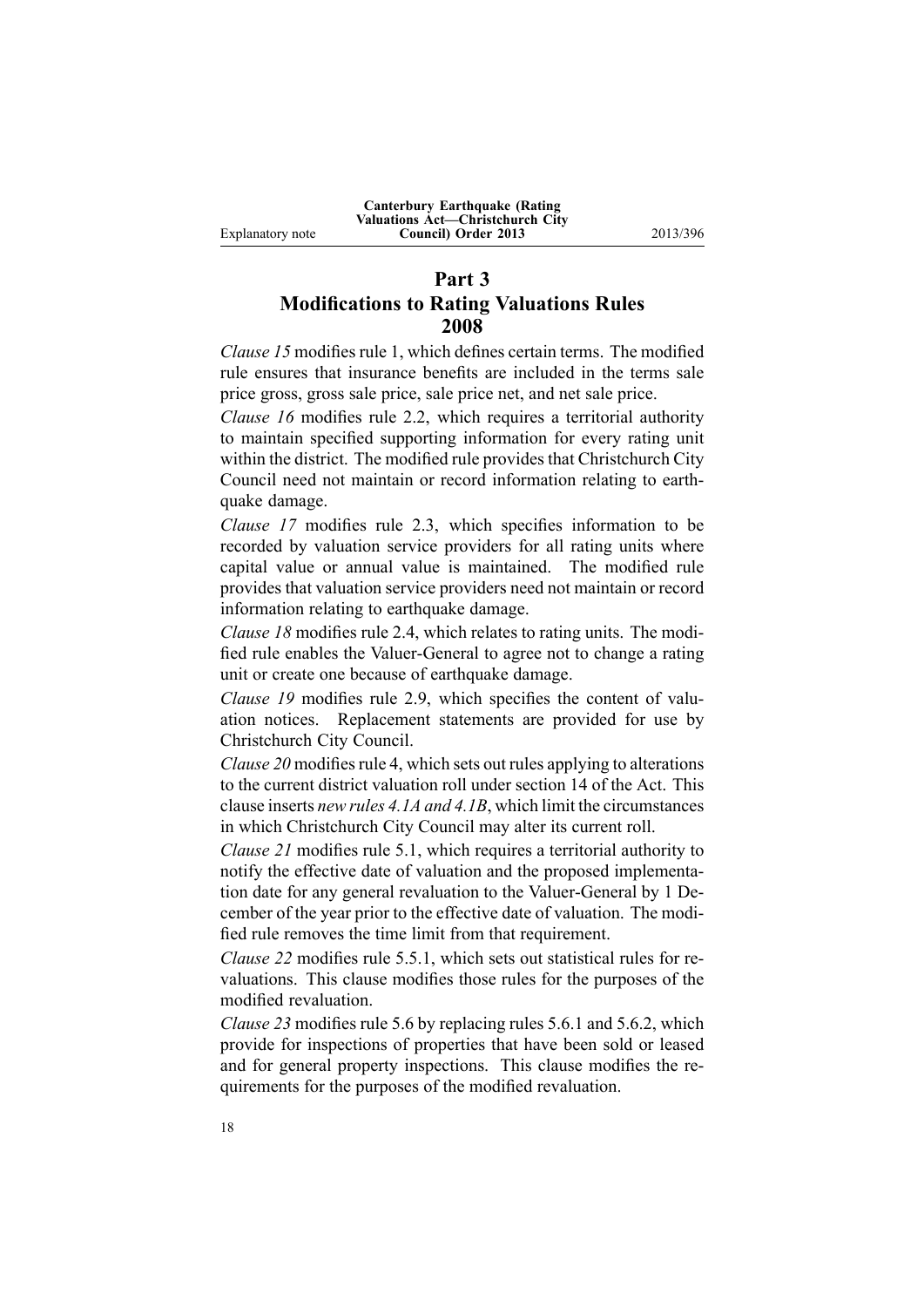## Part 3
## Modifications to Rating Valuations Rules 2008

*Clause 15* modifies rule 1, which defines certain terms. The modified rule ensures that insurance benefits are included in the terms sale price gross, gross sale price, sale price net, and net sale price.

*Clause 16* modifies rule 2.2, which requires a territorial authority to maintain specified supporting information for every rating unit within the district. The modified rule provides that Christchurch City Council need not maintain or record information relating to earthquake damage.

*Clause 17* modifies rule 2.3, which specifies information to be recorded by valuation service providers for all rating units where capital value or annual value is maintained. The modified rule provides that valuation service providers need not maintain or record information relating to earthquake damage.

*Clause 18* modifies rule 2.4, which relates to rating units. The modified rule enables the Valuer-General to agree not to change a rating unit or create one because of earthquake damage.

*Clause 19* modifies rule 2.9, which specifies the content of valuation notices. Replacement statements are provided for use by Christchurch City Council.

*Clause 20* modifies rule 4, which sets out rules applying to alterations to the current district valuation roll under section 14 of the Act. This clause inserts *new rules 4.1A and 4.1B*, which limit the circumstances in which Christchurch City Council may alter its current roll.

*Clause 21* modifies rule 5.1, which requires a territorial authority to notify the effective date of valuation and the proposed implementation date for any general revaluation to the Valuer-General by 1 December of the year prior to the effective date of valuation. The modified rule removes the time limit from that requirement.

*Clause 22* modifies rule 5.5.1, which sets out statistical rules for revaluations. This clause modifies those rules for the purposes of the modified revaluation.

*Clause 23* modifies rule 5.6 by replacing rules 5.6.1 and 5.6.2, which provide for inspections of properties that have been sold or leased and for general property inspections. This clause modifies the requirements for the purposes of the modified revaluation.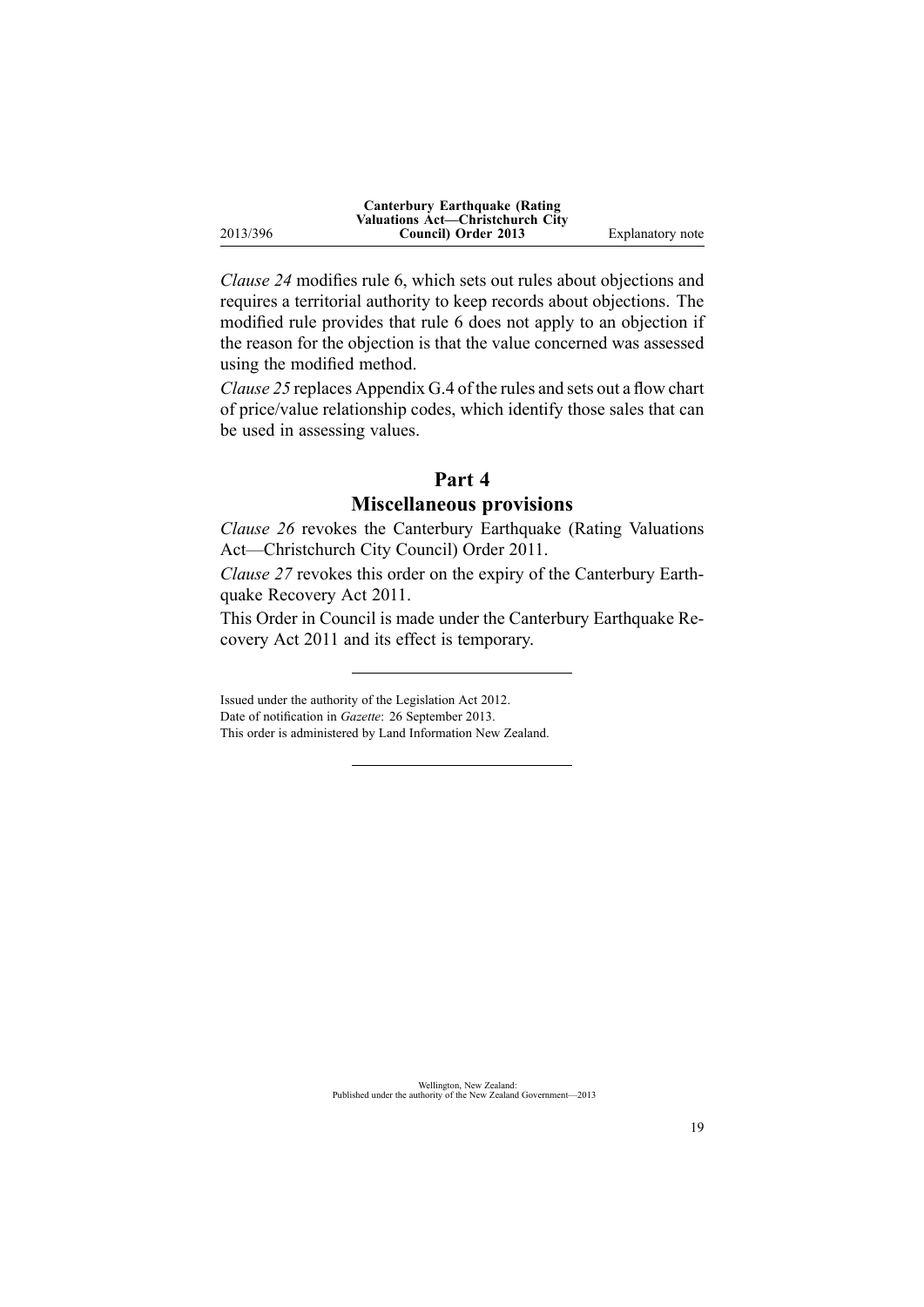*Clause 24* modifies rule 6, which sets out rules about objections and requires a territorial authority to keep records about objections. The modified rule provides that rule 6 does not apply to an objection if the reason for the objection is that the value concerned was assessed using the modified method.

*Clause 25* replaces Appendix G.4 of the rules and sets out a flow chart of price/value relationship codes, which identify those sales that can be used in assessing values.

## Part 4
## Miscellaneous provisions

*Clause 26* revokes the Canterbury Earthquake (Rating Valuations Act—Christchurch City Council) Order 2011.

*Clause 27* revokes this order on the expiry of the Canterbury Earthquake Recovery Act 2011.

This Order in Council is made under the Canterbury Earthquake Recovery Act 2011 and its effect is temporary.

---

Issued under the authority of the Legislation Act 2012.
Date of notification in *Gazette*: 26 September 2013.
This order is administered by Land Information New Zealand.

---

Wellington, New Zealand:
Published under the authority of the New Zealand Government—2013